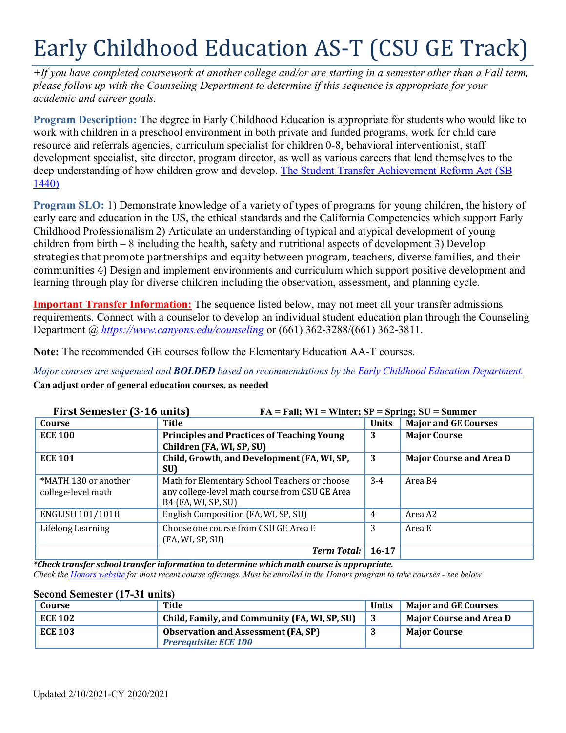# Early Childhood Education AS-T (CSU GE Track)

*+If you have completed coursework at another college and/or are starting in a semester other than a Fall term, please follow up with the Counseling Department to determine if this sequence is appropriate for your academic and career goals.*

**Program Description:** The degree in Early Childhood Education is appropriate for students who would like to work with children in a preschool environment in both private and funded programs, work for child care resource and referrals agencies, curriculum specialist for children 0-8, behavioral interventionist, staff development specialist, site director, program director, as well as various careers that lend themselves to the deep understanding of how children grow and develop. [The Student Transfer Achievement Reform Act (SB 1440)]

**Program SLO:** 1) Demonstrate knowledge of a variety of types of programs for young children, the history of early care and education in the US, the ethical standards and the California Competencies which support Early Childhood Professionalism 2) Articulate an understanding of typical and atypical development of young children from birth – 8 including the health, safety and nutritional aspects of development 3) Develop strategies that promote partnerships and equity between program, teachers, diverse families, and their communities 4) Design and implement environments and curriculum which support positive development and learning through play for diverse children including the observation, assessment, and planning cycle.

**Important Transfer Information:** The sequence listed below, may not meet all your transfer admissions requirements. Connect with a counselor to develop an individual student education plan through the Counseling Department @ *https://www.canyons.edu/counseling* or (661) 362-3288/(661) 362-3811.

**Note:** The recommended GE courses follow the Elementary Education AA-T courses.

*Major courses are sequenced and **BOLDED** based on recommendations by the Early Childhood Education Department.*

**Can adjust order of general education courses, as needed**

### First Semester (3-16 units)

**FA = Fall; WI = Winter; SP = Spring; SU = Summer**

| Course | Title | Units | Major and GE Courses |
|---|---|---|---|
| **ECE 100** | **Principles and Practices of Teaching Young Children (FA, WI, SP, SU)** | **3** | **Major Course** |
| **ECE 101** | **Child, Growth, and Development (FA, WI, SP, SU)** | **3** | **Major Course and Area D** |
| *MATH 130 or another college-level math | Math for Elementary School Teachers or choose any college-level math course from CSU GE Area B4 (FA, WI, SP, SU) | 3-4 | Area B4 |
| ENGLISH 101/101H | English Composition (FA, WI, SP, SU) | 4 | Area A2 |
| Lifelong Learning | Choose one course from CSU GE Area E (FA, WI, SP, SU) | 3 | Area E |
| | ***Term Total:*** | **16-17** | |

***Check transfer school transfer information to determine which math course is appropriate.***

*Check the Honors website for most recent course offerings. Must be enrolled in the Honors program to take courses - see below*

### Second Semester (17-31 units)

| Course | Title | Units | Major and GE Courses |
|---|---|---|---|
| **ECE 102** | **Child, Family, and Community (FA, WI, SP, SU)** | **3** | **Major Course and Area D** |
| **ECE 103** | **Observation and Assessment (FA, SP)** ***Prerequisite: ECE 100*** | **3** | **Major Course** |

Updated 2/10/2021-CY 2020/2021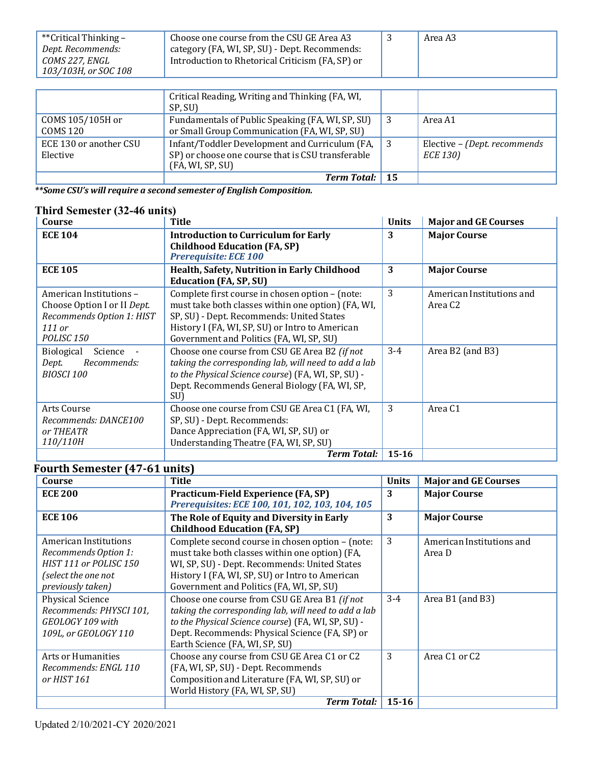| | | | |
|---|---|---|---|
| **Critical Thinking – *Dept. Recommends: COMS 227, ENGL 103/103H, or SOC 108* | Choose one course from the CSU GE Area A3 category (FA, WI, SP, SU) - Dept. Recommends: Introduction to Rhetorical Criticism (FA, SP) or Critical Reading, Writing and Thinking (FA, WI, SP, SU) | 3 | Area A3 |
| COMS 105/105H or COMS 120 | Fundamentals of Public Speaking (FA, WI, SP, SU) or Small Group Communication (FA, WI, SP, SU) | 3 | Area A1 |
| ECE 130 or another CSU Elective | Infant/Toddler Development and Curriculum (FA, SP) or choose one course that is CSU transferable (FA, WI, SP, SU) | 3 | Elective – *(Dept. recommends ECE 130)* |
| | ***Term Total:*** | **15** | |

***\*\*Some CSU's will require a second semester of English Composition.***

## Third Semester (32-46 units)

| Course | Title | Units | Major and GE Courses |
|---|---|---|---|
| **ECE 104** | **Introduction to Curriculum for Early Childhood Education (FA, SP)** ***Prerequisite: ECE 100*** | **3** | **Major Course** |
| **ECE 105** | **Health, Safety, Nutrition in Early Childhood Education (FA, SP, SU)** | **3** | **Major Course** |
| American Institutions – Choose Option I or II *Dept. Recommends Option 1: HIST 111 or POLISC 150* | Complete first course in chosen option – (note: must take both classes within one option) (FA, WI, SP, SU) - Dept. Recommends: United States History I (FA, WI, SP, SU) or Intro to American Government and Politics (FA, WI, SP, SU) | 3 | American Institutions and Area C2 |
| Biological Science - *Dept. Recommends: BIOSCI 100* | Choose one course from CSU GE Area B2 *(if not taking the corresponding lab, will need to add a lab to the Physical Science course)* (FA, WI, SP, SU) - Dept. Recommends General Biology (FA, WI, SP, SU) | 3-4 | Area B2 (and B3) |
| Arts Course *Recommends: DANCE100 or THEATR 110/110H* | Choose one course from CSU GE Area C1 (FA, WI, SP, SU) - Dept. Recommends: Dance Appreciation (FA, WI, SP, SU) or Understanding Theatre (FA, WI, SP, SU) | 3 | Area C1 |
| | ***Term Total:*** | **15-16** | |

## Fourth Semester (47-61 units)

| Course | Title | Units | Major and GE Courses |
|---|---|---|---|
| **ECE 200** | **Practicum-Field Experience (FA, SP)** ***Prerequisites: ECE 100, 101, 102, 103, 104, 105*** | **3** | **Major Course** |
| **ECE 106** | **The Role of Equity and Diversity in Early Childhood Education (FA, SP)** | **3** | **Major Course** |
| American Institutions *Recommends Option 1: HIST 111 or POLISC 150 (select the one not previously taken)* | Complete second course in chosen option – (note: must take both classes within one option) (FA, WI, SP, SU) - Dept. Recommends: United States History I (FA, WI, SP, SU) or Intro to American Government and Politics (FA, WI, SP, SU) | 3 | American Institutions and Area D |
| Physical Science *Recommends: PHYSCI 101, GEOLOGY 109 with 109L, or GEOLOGY 110* | Choose one course from CSU GE Area B1 *(if not taking the corresponding lab, will need to add a lab to the Physical Science course)* (FA, WI, SP, SU) - Dept. Recommends: Physical Science (FA, SP) or Earth Science (FA, WI, SP, SU) | 3-4 | Area B1 (and B3) |
| Arts or Humanities *Recommends: ENGL 110 or HIST 161* | Choose any course from CSU GE Area C1 or C2 (FA, WI, SP, SU) - Dept. Recommends Composition and Literature (FA, WI, SP, SU) or World History (FA, WI, SP, SU) | 3 | Area C1 or C2 |
| | ***Term Total:*** | **15-16** | |

Updated 2/10/2021-CY 2020/2021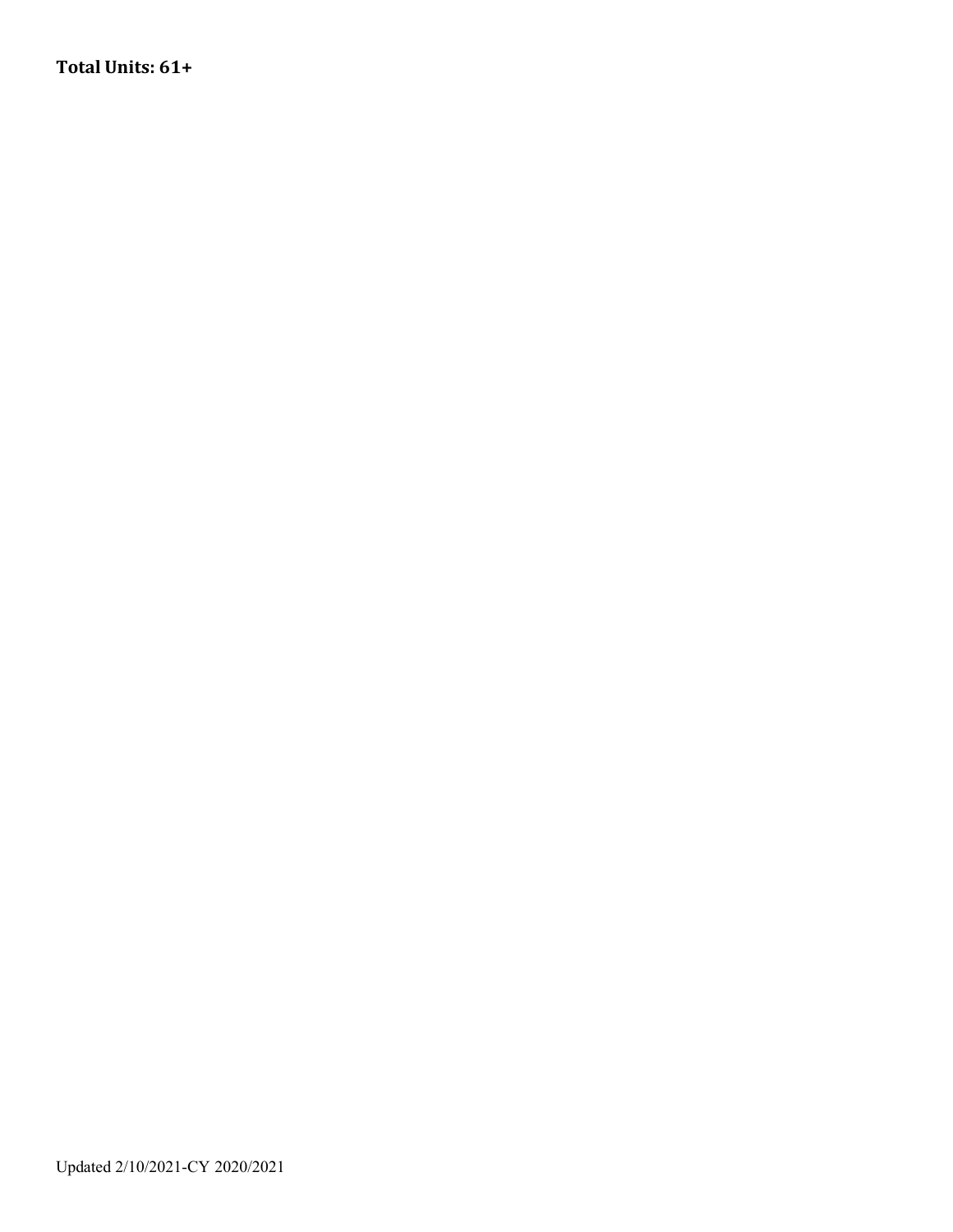**Total Units: 61+**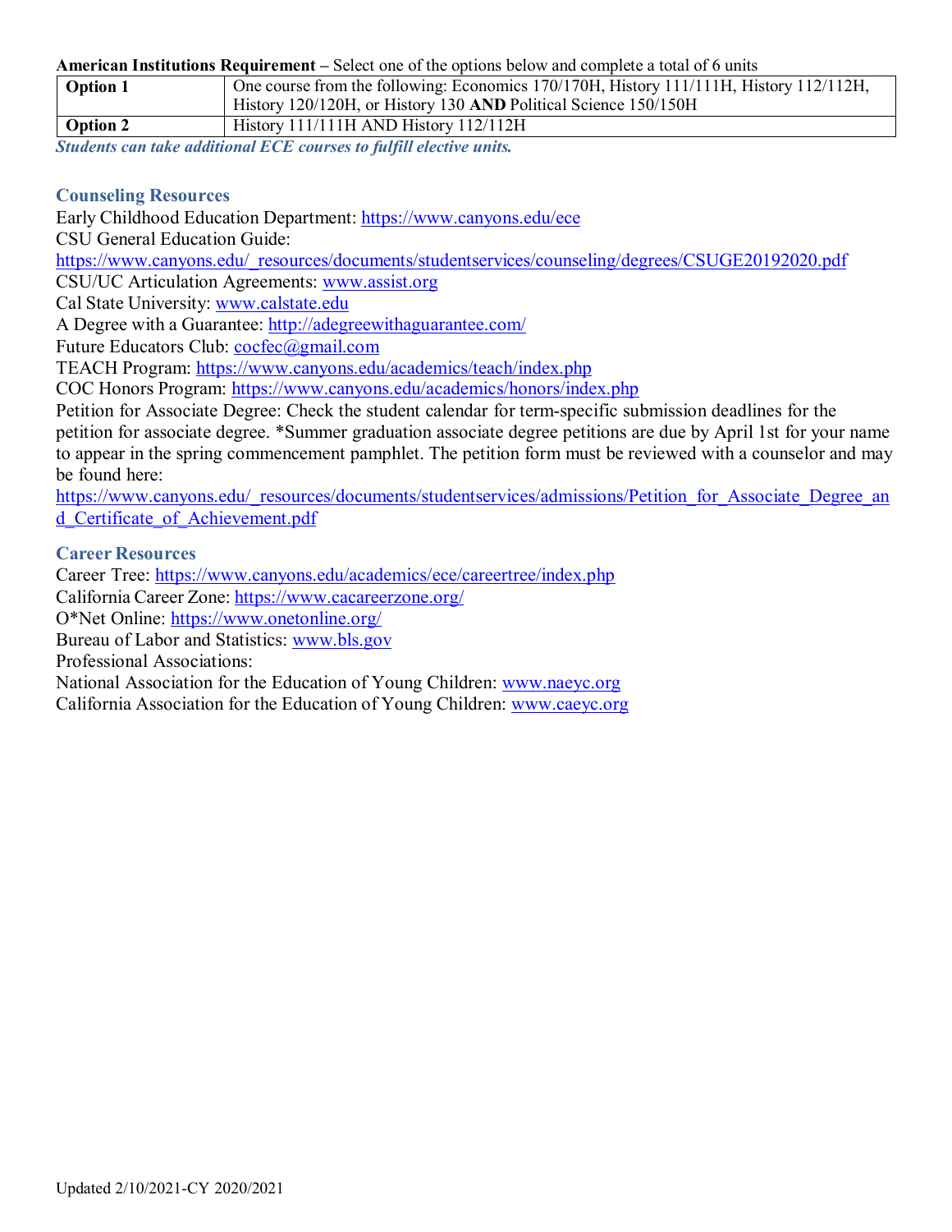**American Institutions Requirement** – Select one of the options below and complete a total of 6 units

| | |
|---|---|
| **Option 1** | One course from the following: Economics 170/170H, History 111/111H, History 112/112H, History 120/120H, or History 130 **AND** Political Science 150/150H |
| **Option 2** | History 111/111H AND History 112/112H |

***Students can take additional ECE courses to fulfill elective units.***

### Counseling Resources

Early Childhood Education Department: https://www.canyons.edu/ece
CSU General Education Guide:
https://www.canyons.edu/_resources/documents/studentservices/counseling/degrees/CSUGE20192020.pdf
CSU/UC Articulation Agreements: www.assist.org
Cal State University: www.calstate.edu
A Degree with a Guarantee: http://adegreewithaguarantee.com/
Future Educators Club: cocfec@gmail.com
TEACH Program: https://www.canyons.edu/academics/teach/index.php
COC Honors Program: https://www.canyons.edu/academics/honors/index.php
Petition for Associate Degree: Check the student calendar for term-specific submission deadlines for the petition for associate degree. *Summer graduation associate degree petitions are due by April 1st for your name to appear in the spring commencement pamphlet. The petition form must be reviewed with a counselor and may be found here:
https://www.canyons.edu/_resources/documents/studentservices/admissions/Petition_for_Associate_Degree_and_Certificate_of_Achievement.pdf

### Career Resources

Career Tree: https://www.canyons.edu/academics/ece/careertree/index.php
California Career Zone: https://www.cacareerzone.org/
O*Net Online: https://www.onetonline.org/
Bureau of Labor and Statistics: www.bls.gov
Professional Associations:
National Association for the Education of Young Children: www.naeyc.org
California Association for the Education of Young Children: www.caeyc.org

Updated 2/10/2021-CY 2020/2021